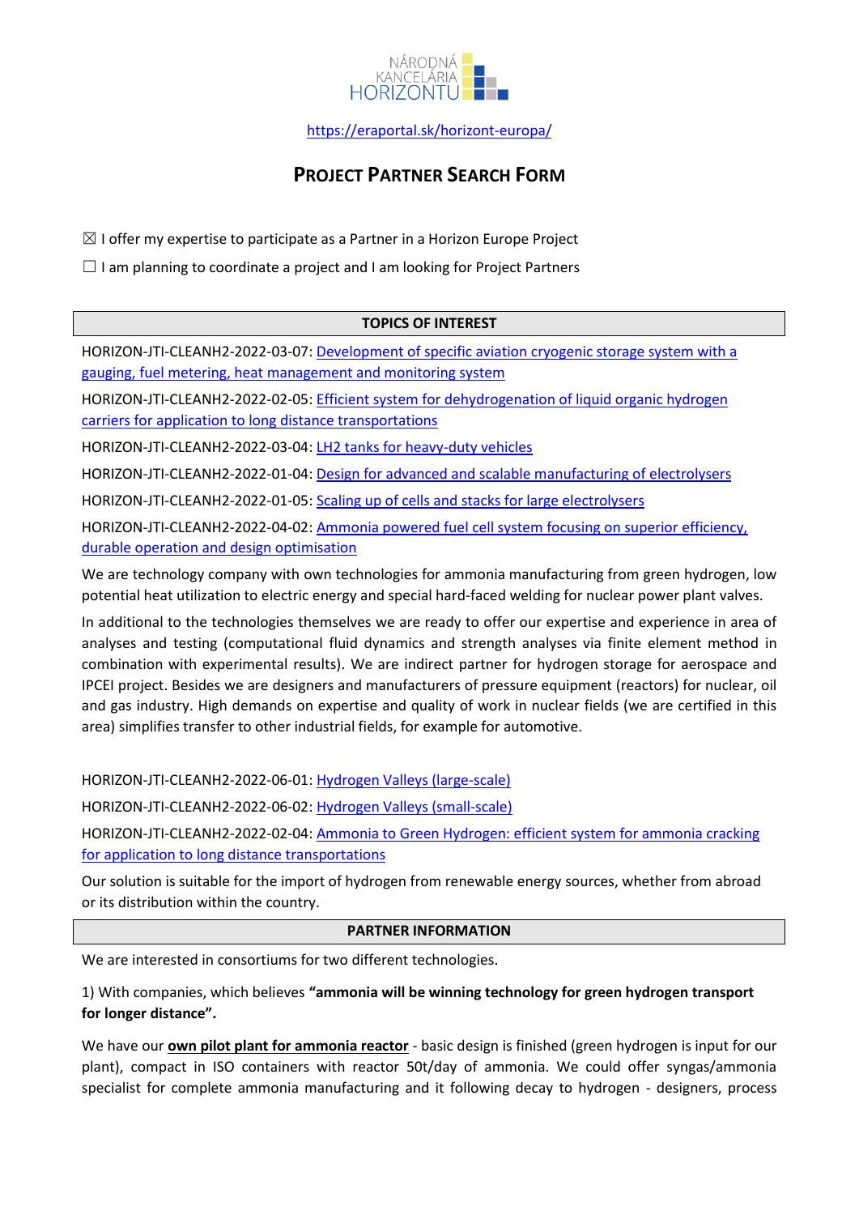NÁRODNÁ KANCELÁRIA HORIZONTU

https://eraportal.sk/horizont-europa/

# Project Partner Search Form

☒ I offer my expertise to participate as a Partner in a Horizon Europe Project

☐ I am planning to coordinate a project and I am looking for Project Partners

## TOPICS OF INTEREST

HORIZON-JTI-CLEANH2-2022-03-07: Development of specific aviation cryogenic storage system with a gauging, fuel metering, heat management and monitoring system

HORIZON-JTI-CLEANH2-2022-02-05: Efficient system for dehydrogenation of liquid organic hydrogen carriers for application to long distance transportations

HORIZON-JTI-CLEANH2-2022-03-04: LH2 tanks for heavy-duty vehicles

HORIZON-JTI-CLEANH2-2022-01-04: Design for advanced and scalable manufacturing of electrolysers

HORIZON-JTI-CLEANH2-2022-01-05: Scaling up of cells and stacks for large electrolysers

HORIZON-JTI-CLEANH2-2022-04-02: Ammonia powered fuel cell system focusing on superior efficiency, durable operation and design optimisation

We are technology company with own technologies for ammonia manufacturing from green hydrogen, low potential heat utilization to electric energy and special hard-faced welding for nuclear power plant valves.

In additional to the technologies themselves we are ready to offer our expertise and experience in area of analyses and testing (computational fluid dynamics and strength analyses via finite element method in combination with experimental results). We are indirect partner for hydrogen storage for aerospace and IPCEI project. Besides we are designers and manufacturers of pressure equipment (reactors) for nuclear, oil and gas industry. High demands on expertise and quality of work in nuclear fields (we are certified in this area) simplifies transfer to other industrial fields, for example for automotive.

HORIZON-JTI-CLEANH2-2022-06-01: Hydrogen Valleys (large-scale)

HORIZON-JTI-CLEANH2-2022-06-02: Hydrogen Valleys (small-scale)

HORIZON-JTI-CLEANH2-2022-02-04: Ammonia to Green Hydrogen: efficient system for ammonia cracking for application to long distance transportations

Our solution is suitable for the import of hydrogen from renewable energy sources, whether from abroad or its distribution within the country.

## PARTNER INFORMATION

We are interested in consortiums for two different technologies.

1) With companies, which believes **"ammonia will be winning technology for green hydrogen transport for longer distance".**

We have our **own pilot plant for ammonia reactor** - basic design is finished (green hydrogen is input for our plant), compact in ISO containers with reactor 50t/day of ammonia. We could offer syngas/ammonia specialist for complete ammonia manufacturing and it following decay to hydrogen - designers, process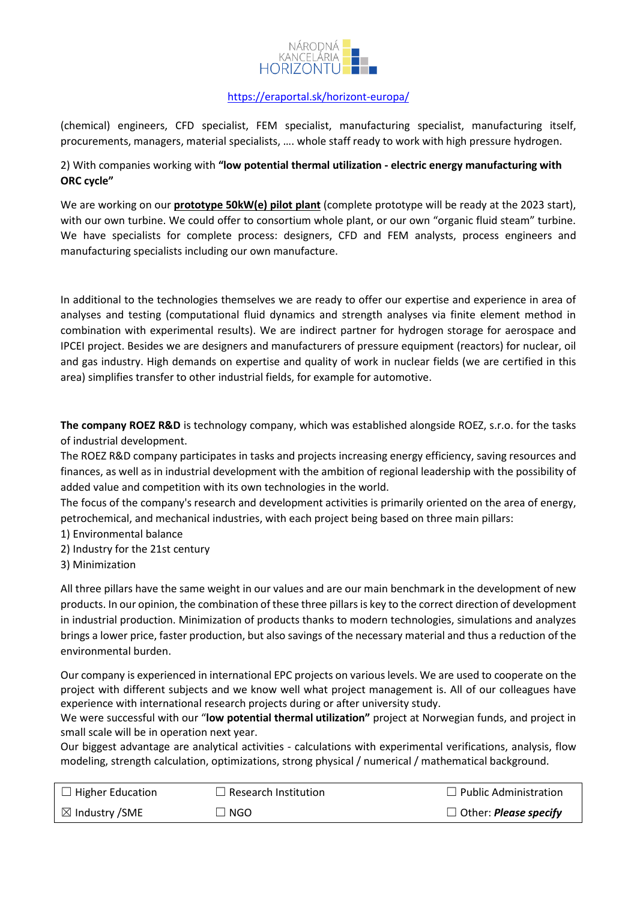(chemical) engineers, CFD specialist, FEM specialist, manufacturing specialist, manufacturing itself, procurements, managers, material specialists, …. whole staff ready to work with high pressure hydrogen.

2) With companies working with **"low potential thermal utilization - electric energy manufacturing with ORC cycle"**

We are working on our **prototype 50kW(e) pilot plant** (complete prototype will be ready at the 2023 start), with our own turbine. We could offer to consortium whole plant, or our own "organic fluid steam" turbine. We have specialists for complete process: designers, CFD and FEM analysts, process engineers and manufacturing specialists including our own manufacture.

In additional to the technologies themselves we are ready to offer our expertise and experience in area of analyses and testing (computational fluid dynamics and strength analyses via finite element method in combination with experimental results). We are indirect partner for hydrogen storage for aerospace and IPCEI project. Besides we are designers and manufacturers of pressure equipment (reactors) for nuclear, oil and gas industry. High demands on expertise and quality of work in nuclear fields (we are certified in this area) simplifies transfer to other industrial fields, for example for automotive.

**The company ROEZ R&D** is technology company, which was established alongside ROEZ, s.r.o. for the tasks of industrial development.
The ROEZ R&D company participates in tasks and projects increasing energy efficiency, saving resources and finances, as well as in industrial development with the ambition of regional leadership with the possibility of added value and competition with its own technologies in the world.
The focus of the company's research and development activities is primarily oriented on the area of energy, petrochemical, and mechanical industries, with each project being based on three main pillars:

1) Environmental balance
2) Industry for the 21st century
3) Minimization

All three pillars have the same weight in our values and are our main benchmark in the development of new products. In our opinion, the combination of these three pillars is key to the correct direction of development in industrial production. Minimization of products thanks to modern technologies, simulations and analyzes brings a lower price, faster production, but also savings of the necessary material and thus a reduction of the environmental burden.

Our company is experienced in international EPC projects on various levels. We are used to cooperate on the project with different subjects and we know well what project management is. All of our colleagues have experience with international research projects during or after university study.
We were successful with our "**low potential thermal utilization"** project at Norwegian funds, and project in small scale will be in operation next year.
Our biggest advantage are analytical activities - calculations with experimental verifications, analysis, flow modeling, strength calculation, optimizations, strong physical / numerical / mathematical background.

| | | |
|---|---|---|
| ☐ Higher Education | ☐ Research Institution | ☐ Public Administration |
| ☒ Industry /SME | ☐ NGO | ☐ Other: ***Please specify*** |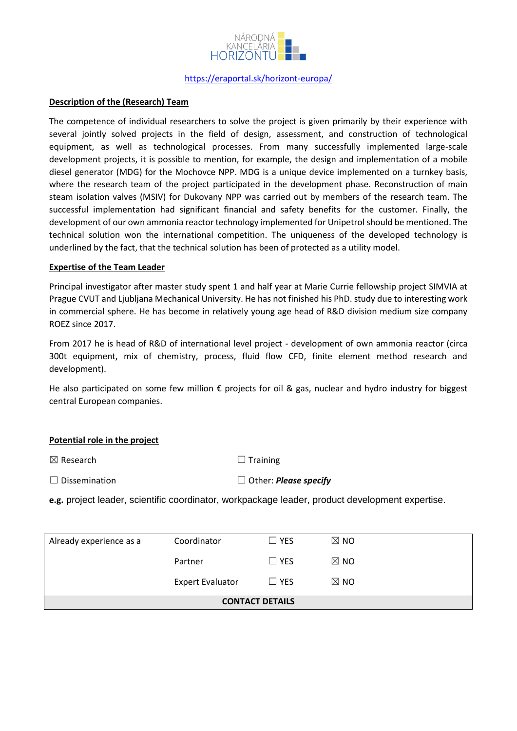NÁRODNÁ KANCELÁRIA HORIZONTU

https://eraportal.sk/horizont-europa/

**Description of the (Research) Team**

The competence of individual researchers to solve the project is given primarily by their experience with several jointly solved projects in the field of design, assessment, and construction of technological equipment, as well as technological processes. From many successfully implemented large-scale development projects, it is possible to mention, for example, the design and implementation of a mobile diesel generator (MDG) for the Mochovce NPP. MDG is a unique device implemented on a turnkey basis, where the research team of the project participated in the development phase. Reconstruction of main steam isolation valves (MSIV) for Dukovany NPP was carried out by members of the research team. The successful implementation had significant financial and safety benefits for the customer. Finally, the development of our own ammonia reactor technology implemented for Unipetrol should be mentioned. The technical solution won the international competition. The uniqueness of the developed technology is underlined by the fact, that the technical solution has been of protected as a utility model.

**Expertise of the Team Leader**

Principal investigator after master study spent 1 and half year at Marie Currie fellowship project SIMVIA at Prague CVUT and Ljubljana Mechanical University. He has not finished his PhD. study due to interesting work in commercial sphere. He has become in relatively young age head of R&D division medium size company ROEZ since 2017.

From 2017 he is head of R&D of international level project - development of own ammonia reactor (circa 300t equipment, mix of chemistry, process, fluid flow CFD, finite element method research and development).

He also participated on some few million € projects for oil & gas, nuclear and hydro industry for biggest central European companies.

**Potential role in the project**

☒ Research ☐ Training

☐ Dissemination ☐ Other: ***Please specify***

**e.g.** project leader, scientific coordinator, workpackage leader, product development expertise.

| Already experience as a | Coordinator | ☐ YES | ☒ NO |
|---|---|---|---|
| | Partner | ☐ YES | ☒ NO |
| | Expert Evaluator | ☐ YES | ☒ NO |
| **CONTACT DETAILS** | | | |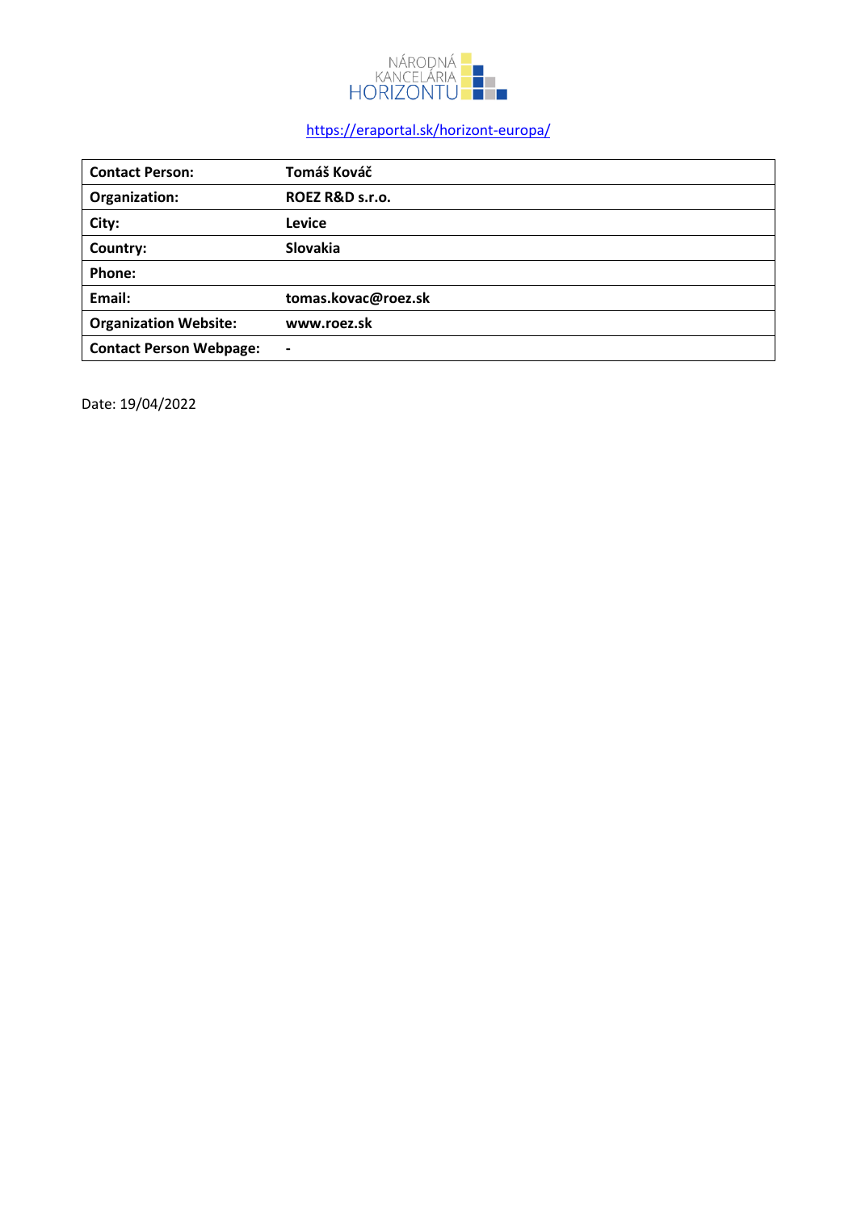NÁRODNÁ KANCELÁRIA HORIZONTU

https://eraportal.sk/horizont-europa/

| | |
|---|---|
| **Contact Person:** | **Tomáš Kováč** |
| **Organization:** | **ROEZ R&D s.r.o.** |
| **City:** | **Levice** |
| **Country:** | **Slovakia** |
| **Phone:** | |
| **Email:** | **tomas.kovac@roez.sk** |
| **Organization Website:** | **www.roez.sk** |
| **Contact Person Webpage:** | **-** |

Date: 19/04/2022